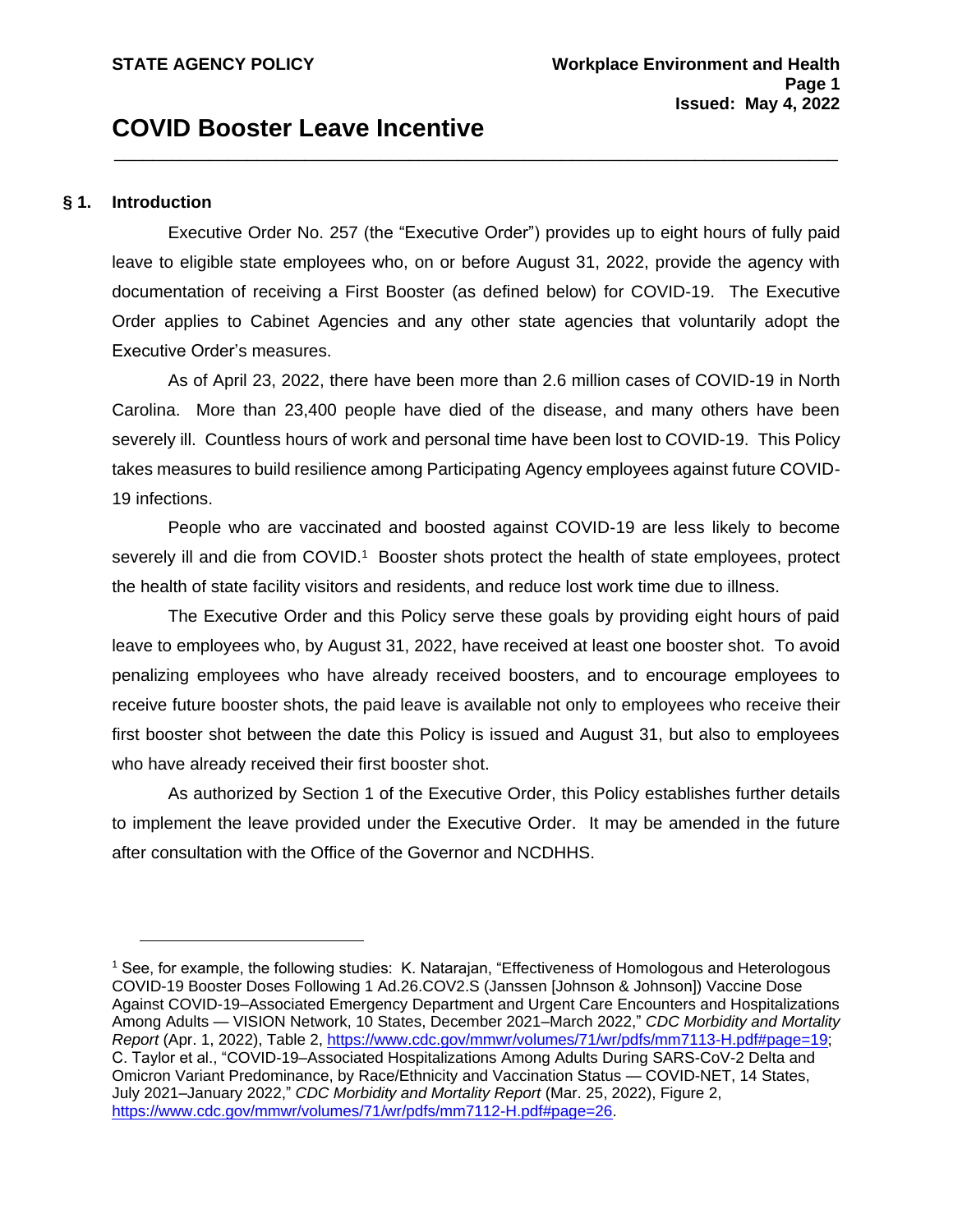**STATE AGENCY POLICY**

**Workplace Environment and Health**
**Issued: May 4, 2022**

# COVID Booster Leave Incentive

## § 1. Introduction

Executive Order No. 257 (the "Executive Order") provides up to eight hours of fully paid leave to eligible state employees who, on or before August 31, 2022, provide the agency with documentation of receiving a First Booster (as defined below) for COVID-19. The Executive Order applies to Cabinet Agencies and any other state agencies that voluntarily adopt the Executive Order's measures.

As of April 23, 2022, there have been more than 2.6 million cases of COVID-19 in North Carolina. More than 23,400 people have died of the disease, and many others have been severely ill. Countless hours of work and personal time have been lost to COVID-19. This Policy takes measures to build resilience among Participating Agency employees against future COVID-19 infections.

People who are vaccinated and boosted against COVID-19 are less likely to become severely ill and die from COVID.[1] Booster shots protect the health of state employees, protect the health of state facility visitors and residents, and reduce lost work time due to illness.

The Executive Order and this Policy serve these goals by providing eight hours of paid leave to employees who, by August 31, 2022, have received at least one booster shot. To avoid penalizing employees who have already received boosters, and to encourage employees to receive future booster shots, the paid leave is available not only to employees who receive their first booster shot between the date this Policy is issued and August 31, but also to employees who have already received their first booster shot.

As authorized by Section 1 of the Executive Order, this Policy establishes further details to implement the leave provided under the Executive Order. It may be amended in the future after consultation with the Office of the Governor and NCDHHS.

---

[1] See, for example, the following studies: K. Natarajan, "Effectiveness of Homologous and Heterologous COVID-19 Booster Doses Following 1 Ad.26.COV2.S (Janssen [Johnson & Johnson]) Vaccine Dose Against COVID-19–Associated Emergency Department and Urgent Care Encounters and Hospitalizations Among Adults — VISION Network, 10 States, December 2021–March 2022," *CDC Morbidity and Mortality Report* (Apr. 1, 2022), Table 2, https://www.cdc.gov/mmwr/volumes/71/wr/pdfs/mm7113-H.pdf#page=19; C. Taylor et al., "COVID-19–Associated Hospitalizations Among Adults During SARS-CoV-2 Delta and Omicron Variant Predominance, by Race/Ethnicity and Vaccination Status — COVID-NET, 14 States, July 2021–January 2022," *CDC Morbidity and Mortality Report* (Mar. 25, 2022), Figure 2, https://www.cdc.gov/mmwr/volumes/71/wr/pdfs/mm7112-H.pdf#page=26.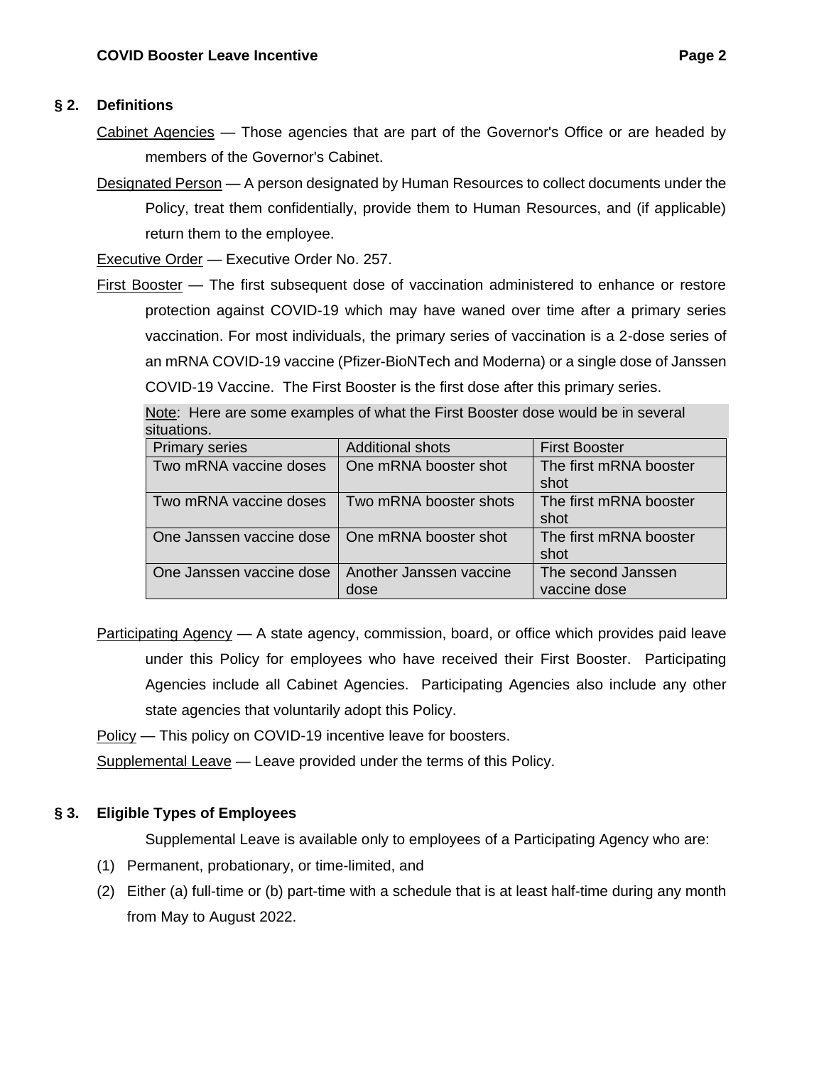## § 2. Definitions

Cabinet Agencies — Those agencies that are part of the Governor's Office or are headed by members of the Governor's Cabinet.

Designated Person — A person designated by Human Resources to collect documents under the Policy, treat them confidentially, provide them to Human Resources, and (if applicable) return them to the employee.

Executive Order — Executive Order No. 257.

First Booster — The first subsequent dose of vaccination administered to enhance or restore protection against COVID-19 which may have waned over time after a primary series vaccination. For most individuals, the primary series of vaccination is a 2-dose series of an mRNA COVID-19 vaccine (Pfizer-BioNTech and Moderna) or a single dose of Janssen COVID-19 Vaccine. The First Booster is the first dose after this primary series.

Note: Here are some examples of what the First Booster dose would be in several situations.

| Primary series | Additional shots | First Booster |
|---|---|---|
| Two mRNA vaccine doses | One mRNA booster shot | The first mRNA booster shot |
| Two mRNA vaccine doses | Two mRNA booster shots | The first mRNA booster shot |
| One Janssen vaccine dose | One mRNA booster shot | The first mRNA booster shot |
| One Janssen vaccine dose | Another Janssen vaccine dose | The second Janssen vaccine dose |

Participating Agency — A state agency, commission, board, or office which provides paid leave under this Policy for employees who have received their First Booster. Participating Agencies include all Cabinet Agencies. Participating Agencies also include any other state agencies that voluntarily adopt this Policy.

Policy — This policy on COVID-19 incentive leave for boosters.

Supplemental Leave — Leave provided under the terms of this Policy.

## § 3. Eligible Types of Employees

Supplemental Leave is available only to employees of a Participating Agency who are:

(1) Permanent, probationary, or time-limited, and

(2) Either (a) full-time or (b) part-time with a schedule that is at least half-time during any month from May to August 2022.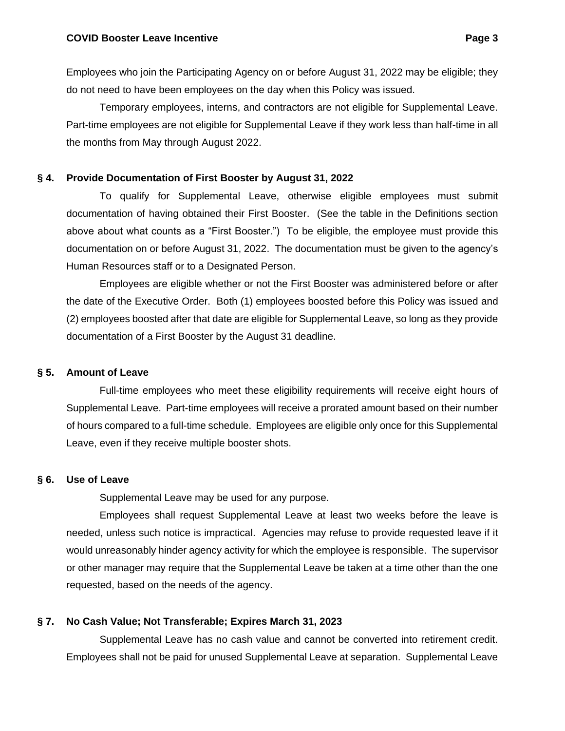Employees who join the Participating Agency on or before August 31, 2022 may be eligible; they do not need to have been employees on the day when this Policy was issued.

Temporary employees, interns, and contractors are not eligible for Supplemental Leave. Part-time employees are not eligible for Supplemental Leave if they work less than half-time in all the months from May through August 2022.

## § 4. Provide Documentation of First Booster by August 31, 2022

To qualify for Supplemental Leave, otherwise eligible employees must submit documentation of having obtained their First Booster. (See the table in the Definitions section above about what counts as a "First Booster.") To be eligible, the employee must provide this documentation on or before August 31, 2022. The documentation must be given to the agency's Human Resources staff or to a Designated Person.

Employees are eligible whether or not the First Booster was administered before or after the date of the Executive Order. Both (1) employees boosted before this Policy was issued and (2) employees boosted after that date are eligible for Supplemental Leave, so long as they provide documentation of a First Booster by the August 31 deadline.

## § 5. Amount of Leave

Full-time employees who meet these eligibility requirements will receive eight hours of Supplemental Leave. Part-time employees will receive a prorated amount based on their number of hours compared to a full-time schedule. Employees are eligible only once for this Supplemental Leave, even if they receive multiple booster shots.

## § 6. Use of Leave

Supplemental Leave may be used for any purpose.

Employees shall request Supplemental Leave at least two weeks before the leave is needed, unless such notice is impractical. Agencies may refuse to provide requested leave if it would unreasonably hinder agency activity for which the employee is responsible. The supervisor or other manager may require that the Supplemental Leave be taken at a time other than the one requested, based on the needs of the agency.

## § 7. No Cash Value; Not Transferable; Expires March 31, 2023

Supplemental Leave has no cash value and cannot be converted into retirement credit. Employees shall not be paid for unused Supplemental Leave at separation. Supplemental Leave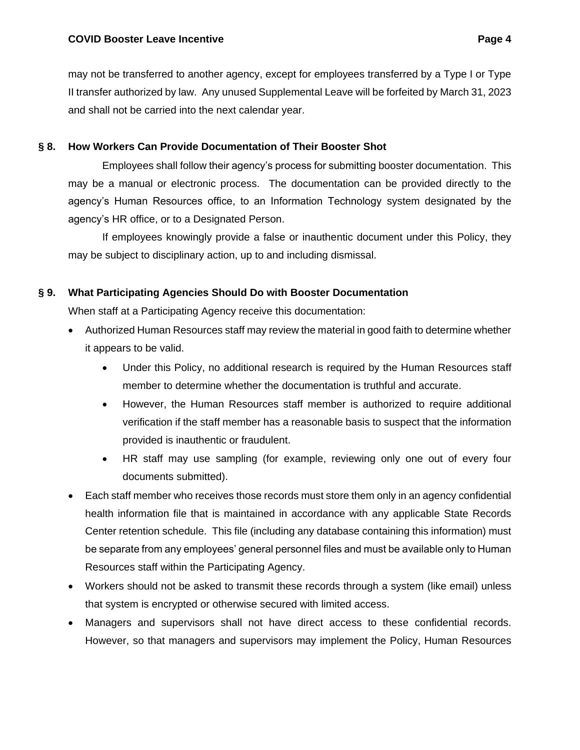may not be transferred to another agency, except for employees transferred by a Type I or Type II transfer authorized by law. Any unused Supplemental Leave will be forfeited by March 31, 2023 and shall not be carried into the next calendar year.

## § 8. How Workers Can Provide Documentation of Their Booster Shot

Employees shall follow their agency's process for submitting booster documentation. This may be a manual or electronic process. The documentation can be provided directly to the agency's Human Resources office, to an Information Technology system designated by the agency's HR office, or to a Designated Person.

If employees knowingly provide a false or inauthentic document under this Policy, they may be subject to disciplinary action, up to and including dismissal.

## § 9. What Participating Agencies Should Do with Booster Documentation

When staff at a Participating Agency receive this documentation:

- Authorized Human Resources staff may review the material in good faith to determine whether it appears to be valid.
    - Under this Policy, no additional research is required by the Human Resources staff member to determine whether the documentation is truthful and accurate.
    - However, the Human Resources staff member is authorized to require additional verification if the staff member has a reasonable basis to suspect that the information provided is inauthentic or fraudulent.
    - HR staff may use sampling (for example, reviewing only one out of every four documents submitted).
- Each staff member who receives those records must store them only in an agency confidential health information file that is maintained in accordance with any applicable State Records Center retention schedule. This file (including any database containing this information) must be separate from any employees' general personnel files and must be available only to Human Resources staff within the Participating Agency.
- Workers should not be asked to transmit these records through a system (like email) unless that system is encrypted or otherwise secured with limited access.
- Managers and supervisors shall not have direct access to these confidential records. However, so that managers and supervisors may implement the Policy, Human Resources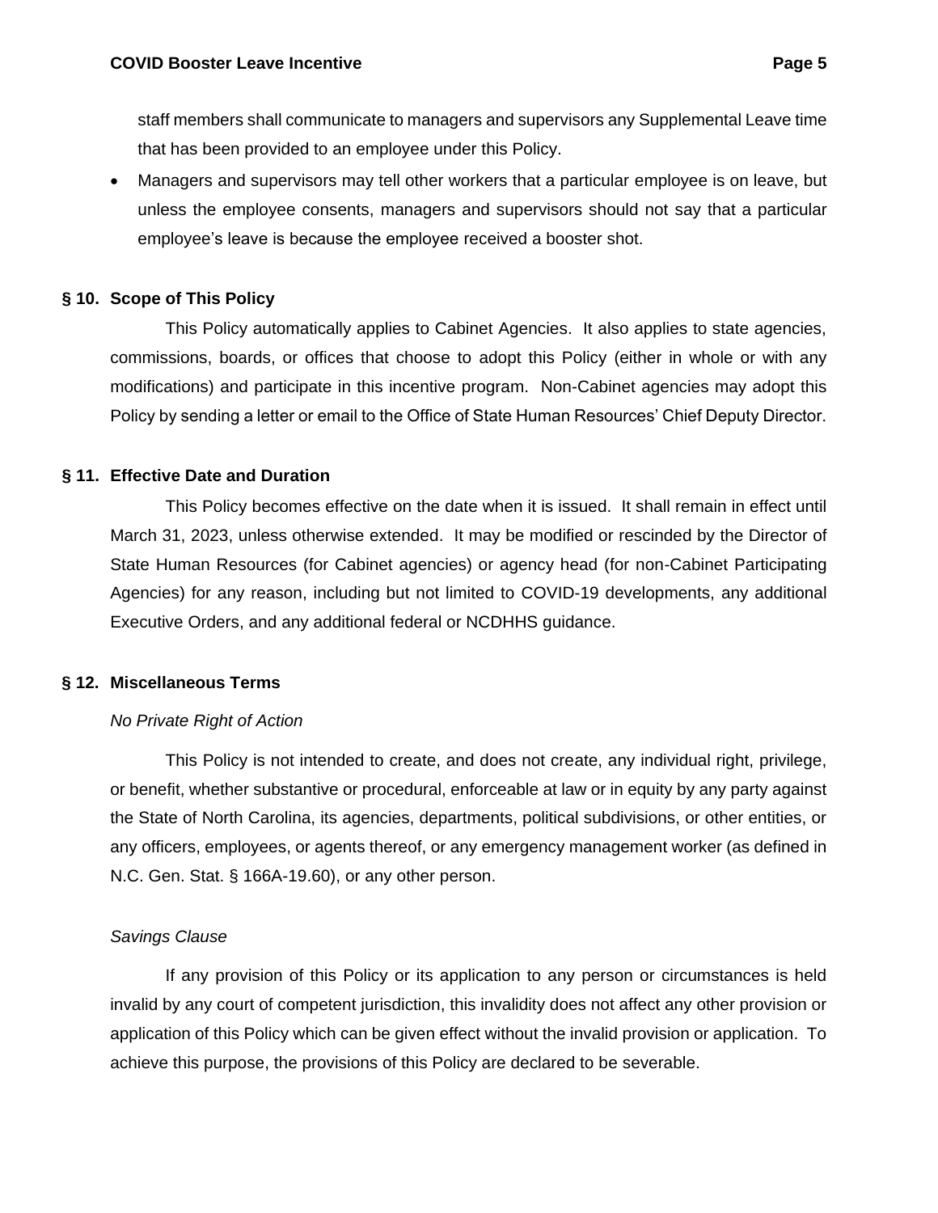staff members shall communicate to managers and supervisors any Supplemental Leave time that has been provided to an employee under this Policy.

- Managers and supervisors may tell other workers that a particular employee is on leave, but unless the employee consents, managers and supervisors should not say that a particular employee's leave is because the employee received a booster shot.

## § 10. Scope of This Policy

This Policy automatically applies to Cabinet Agencies. It also applies to state agencies, commissions, boards, or offices that choose to adopt this Policy (either in whole or with any modifications) and participate in this incentive program. Non-Cabinet agencies may adopt this Policy by sending a letter or email to the Office of State Human Resources' Chief Deputy Director.

## § 11. Effective Date and Duration

This Policy becomes effective on the date when it is issued. It shall remain in effect until March 31, 2023, unless otherwise extended. It may be modified or rescinded by the Director of State Human Resources (for Cabinet agencies) or agency head (for non-Cabinet Participating Agencies) for any reason, including but not limited to COVID-19 developments, any additional Executive Orders, and any additional federal or NCDHHS guidance.

## § 12. Miscellaneous Terms

*No Private Right of Action*

This Policy is not intended to create, and does not create, any individual right, privilege, or benefit, whether substantive or procedural, enforceable at law or in equity by any party against the State of North Carolina, its agencies, departments, political subdivisions, or other entities, or any officers, employees, or agents thereof, or any emergency management worker (as defined in N.C. Gen. Stat. § 166A-19.60), or any other person.

*Savings Clause*

If any provision of this Policy or its application to any person or circumstances is held invalid by any court of competent jurisdiction, this invalidity does not affect any other provision or application of this Policy which can be given effect without the invalid provision or application. To achieve this purpose, the provisions of this Policy are declared to be severable.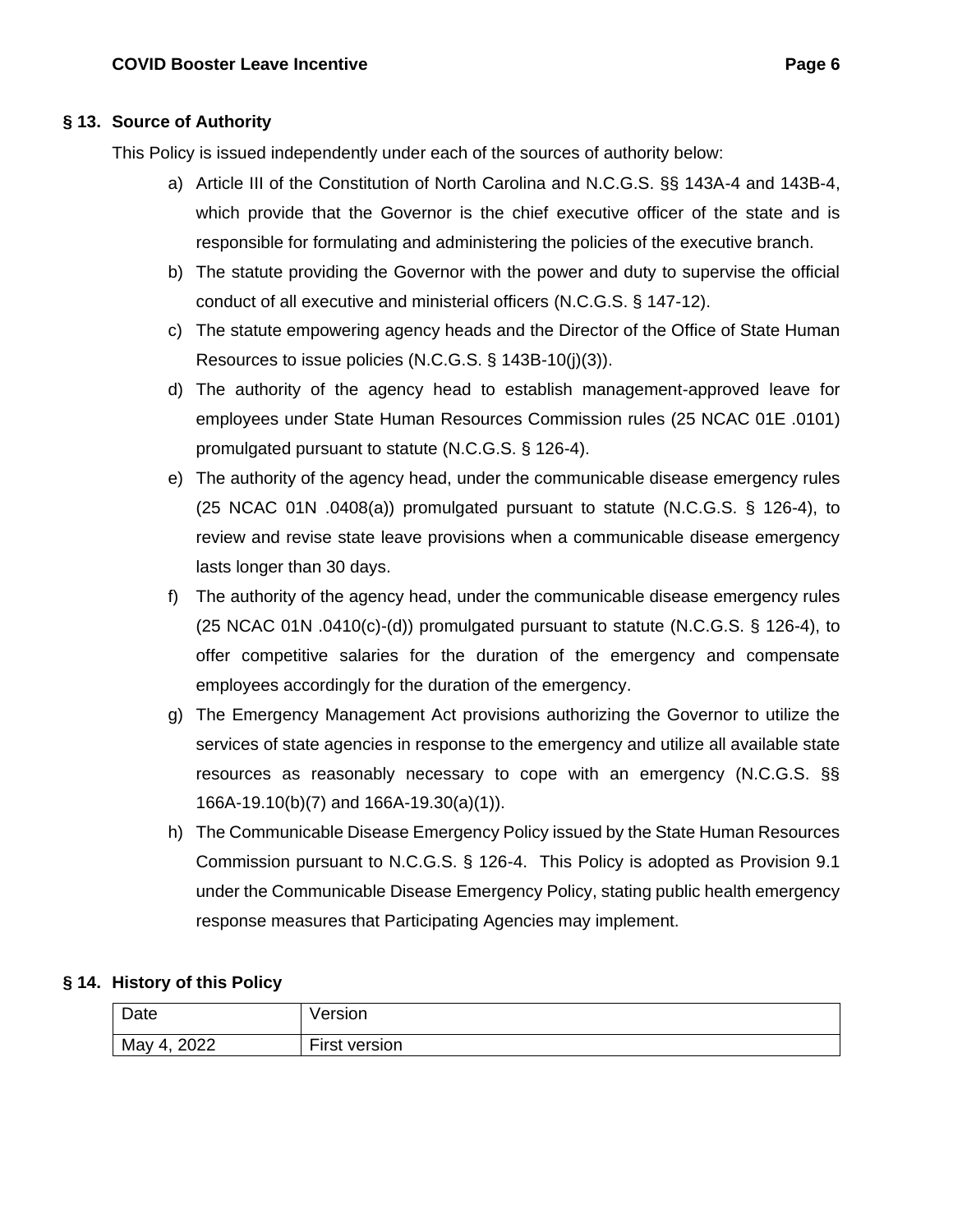## § 13. Source of Authority

This Policy is issued independently under each of the sources of authority below:

a) Article III of the Constitution of North Carolina and N.C.G.S. §§ 143A-4 and 143B-4, which provide that the Governor is the chief executive officer of the state and is responsible for formulating and administering the policies of the executive branch.

b) The statute providing the Governor with the power and duty to supervise the official conduct of all executive and ministerial officers (N.C.G.S. § 147-12).

c) The statute empowering agency heads and the Director of the Office of State Human Resources to issue policies (N.C.G.S. § 143B-10(j)(3)).

d) The authority of the agency head to establish management-approved leave for employees under State Human Resources Commission rules (25 NCAC 01E .0101) promulgated pursuant to statute (N.C.G.S. § 126-4).

e) The authority of the agency head, under the communicable disease emergency rules (25 NCAC 01N .0408(a)) promulgated pursuant to statute (N.C.G.S. § 126-4), to review and revise state leave provisions when a communicable disease emergency lasts longer than 30 days.

f) The authority of the agency head, under the communicable disease emergency rules (25 NCAC 01N .0410(c)-(d)) promulgated pursuant to statute (N.C.G.S. § 126-4), to offer competitive salaries for the duration of the emergency and compensate employees accordingly for the duration of the emergency.

g) The Emergency Management Act provisions authorizing the Governor to utilize the services of state agencies in response to the emergency and utilize all available state resources as reasonably necessary to cope with an emergency (N.C.G.S. §§ 166A-19.10(b)(7) and 166A-19.30(a)(1)).

h) The Communicable Disease Emergency Policy issued by the State Human Resources Commission pursuant to N.C.G.S. § 126-4. This Policy is adopted as Provision 9.1 under the Communicable Disease Emergency Policy, stating public health emergency response measures that Participating Agencies may implement.

## § 14. History of this Policy

| Date | Version |
|---|---|
| May 4, 2022 | First version |